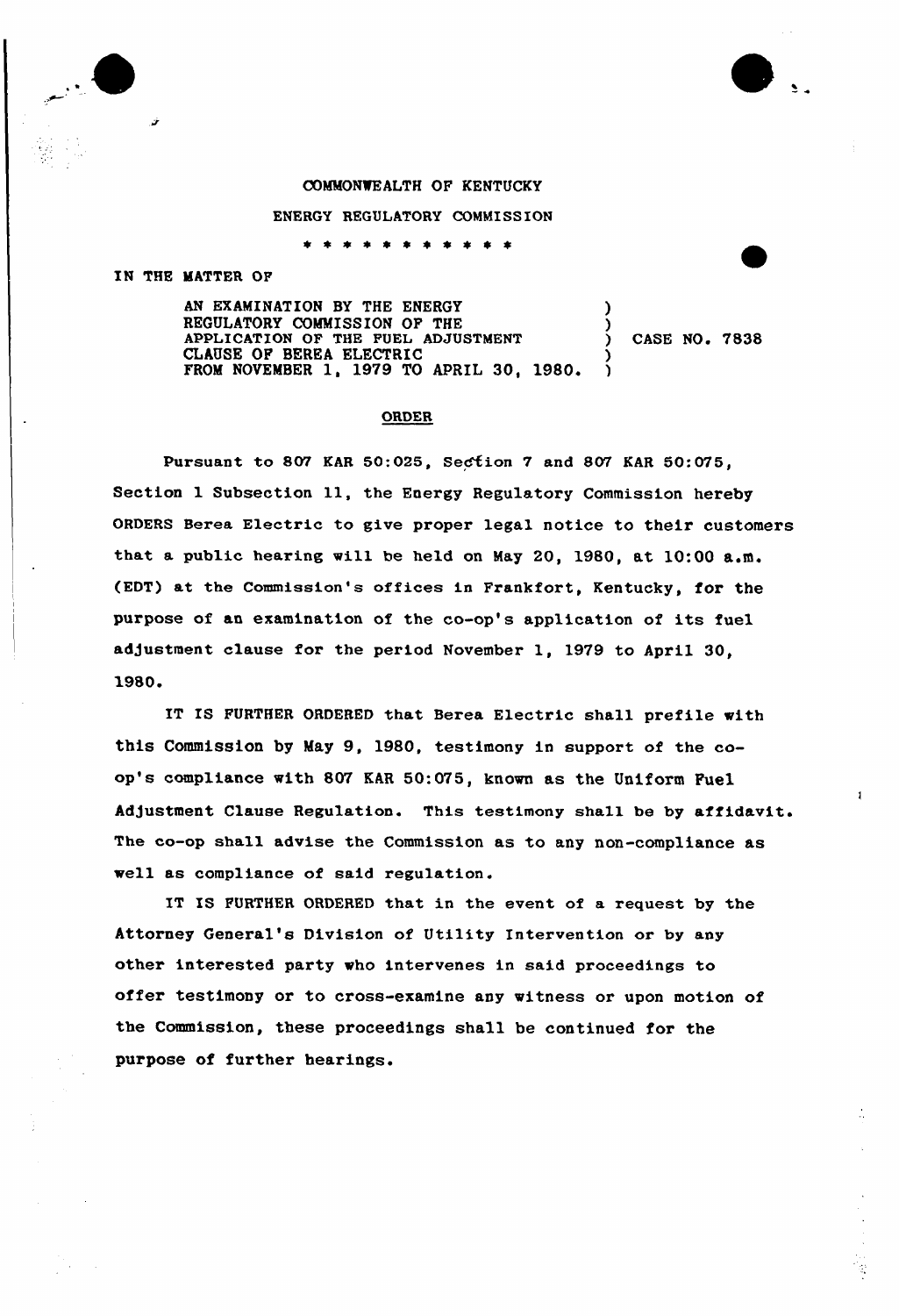COMMONWEALTH OF KENTUCKY

ENERGY REGULATORY COMMISSION

* * * * * * * * * * *

IN THE MATTER OF

AN EXAMINATION BY THE ENERGY REGULATORY COMMISSION OF THE APPLICATION OF THE FUEL ADJUSTMENT CLAUSE OF BEREA ELECTRIC FROM NOVEMBER 1, 1979 TO APRIL 30, 1980. ) CASE NO. 7838

## ORDER

Pursuant to 807 KAR 50:025, Section 7 and 807 KAR 50:075, Section 1 Subsection 11, the Energy Regulatory Commission hereby ORDERS Berea Electric to give proper legal notice to their customers that a public hearing will be held on May 20, 1980, at 10:00 a.m. (EDT) at the Commission's offices in Frankfort, Kentucky, for the purpose of an examination of the co-op's application of its fuel adjustment clause for the period November 1, 1979 to April 30, 1980.

IT IS FURTHER ORDERED that Berea Electric shall prefile with this Commission by May 9, 1980, testimony in support of the co-op's compliance with 807 KAR 50:075, known as the Uniform Fuel Adjustment Clause Regulation. This testimony shall be by affidavit. The co-op shall advise the Commission as to any non-compliance as well as compliance of said regulation.

IT IS FURTHER ORDERED that in the event of a request by the Attorney General's Division of Utility Intervention or by any other interested party who intervenes in said proceedings to offer testimony or to cross-examine any witness or upon motion of the Commission, these proceedings shall be continued for the purpose of further hearings.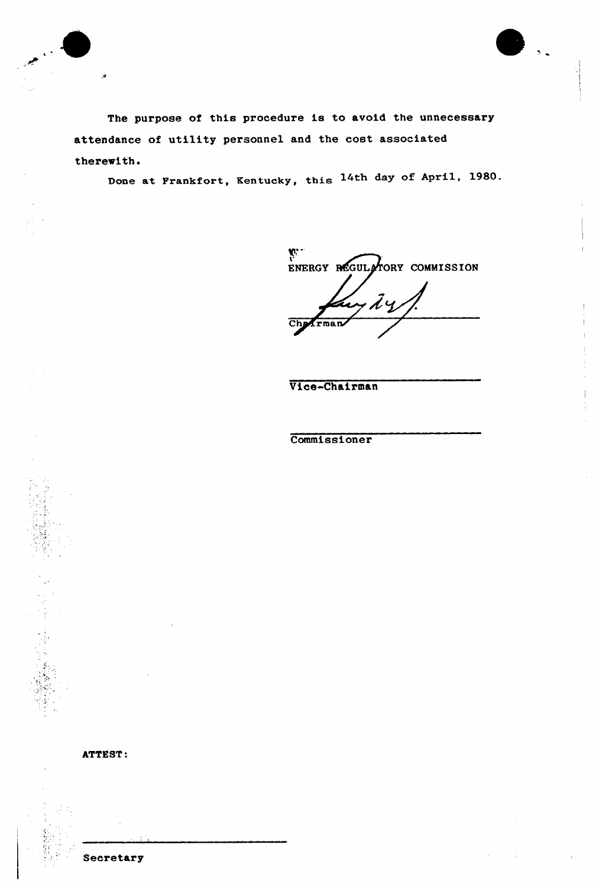The purpose of this procedure is to avoid the unnecessary attendance of utility personnel and the cost associated therewith.

Done at Frankfort, Kentucky, this 14th day of April, 1980.

ENERGY REGULATORY COMMISSION

Chairman

Vice-Chairman

Commissioner

ATTEST:

Secretary